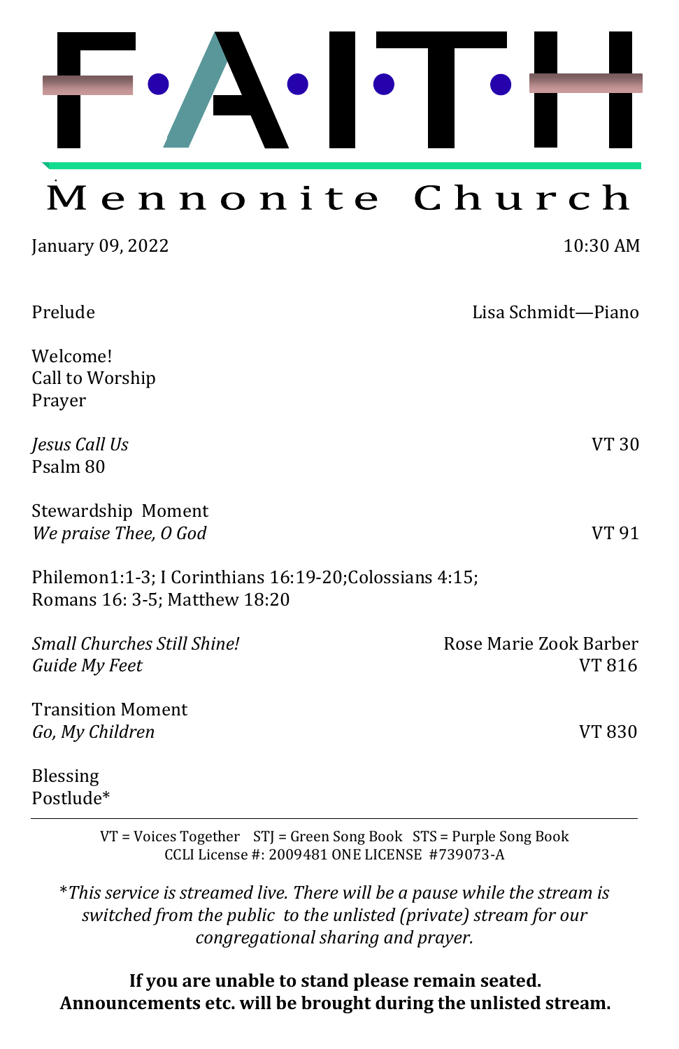# FAITH

## Mennonite Church

January 09, 2022 10:30 AM

Prelude — Lisa Schmidt—Piano

Welome!
Call to Worship
Prayer

*Jesus Call Us* — VT 30
Psalm 80

Stewardship Moment
*We praise Thee, O God* — VT 91

Philemon1:1-3; I Corinthians 16:19-20;Colossians 4:15;
Romans 16: 3-5; Matthew 18:20

*Small Churches Still Shine!* — Rose Marie Zook Barber
*Guide My Feet* — VT 816

Transition Moment
*Go, My Children* — VT 830

Blessing
Postlude*

---

VT = Voices Together STJ = Green Song Book STS = Purple Song Book
CCLI License #: 2009481 ONE LICENSE #739073-A

**This service is streamed live. There will be a pause while the stream is switched from the public to the unlisted (private) stream for our congregational sharing and prayer.*

**If you are unable to stand please remain seated.**
**Announcements etc. will be brought during the unlisted stream.**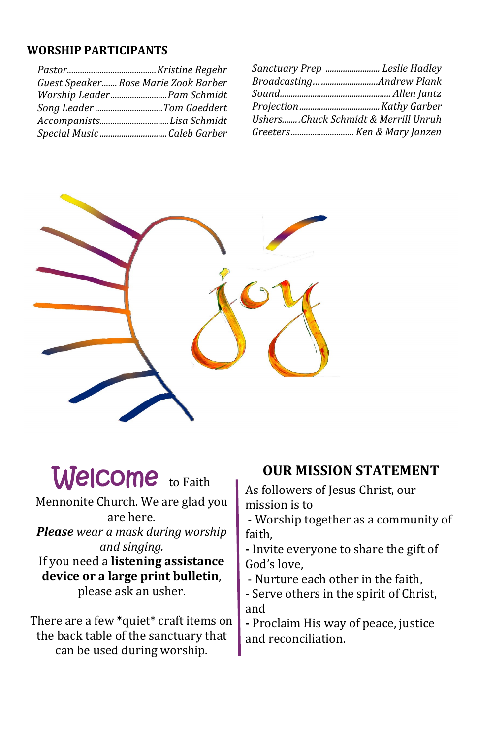## WORSHIP PARTICIPANTS

*Pastor*........................................*Kristine Regehr*
*Guest Speaker*....... *Rose Marie Zook Barber*
*Worship Leader*..........................*Pam Schmidt*
*Song Leader*...............................*Tom Gaeddert*
*Accompanists*................................*Lisa Schmidt*
*Special Music*..............................*Caleb Garber*

*Sanctuary Prep* ......................... *Leslie Hadley*
*Broadcasting*… ..........................*Andrew Plank*
*Sound*.................................................. *Allen Jantz*
*Projection*....................................*Kathy Garber*
*Ushers*........*Chuck Schmidt & Merrill Unruh*
*Greeters*............................ *Ken & Mary Janzen*

Welcome to Faith Mennonite Church. We are glad you are here.

***Please*** *wear a mask during worship and singing.*

If you need a **listening assistance device or a large print bulletin**, please ask an usher.

There are a few *quiet* craft items on the back table of the sanctuary that can be used during worship.

## OUR MISSION STATEMENT

As followers of Jesus Christ, our mission is to

- Worship together as a community of faith,
- Invite everyone to share the gift of God's love,
- Nurture each other in the faith,
- Serve others in the spirit of Christ, and
- Proclaim His way of peace, justice and reconciliation.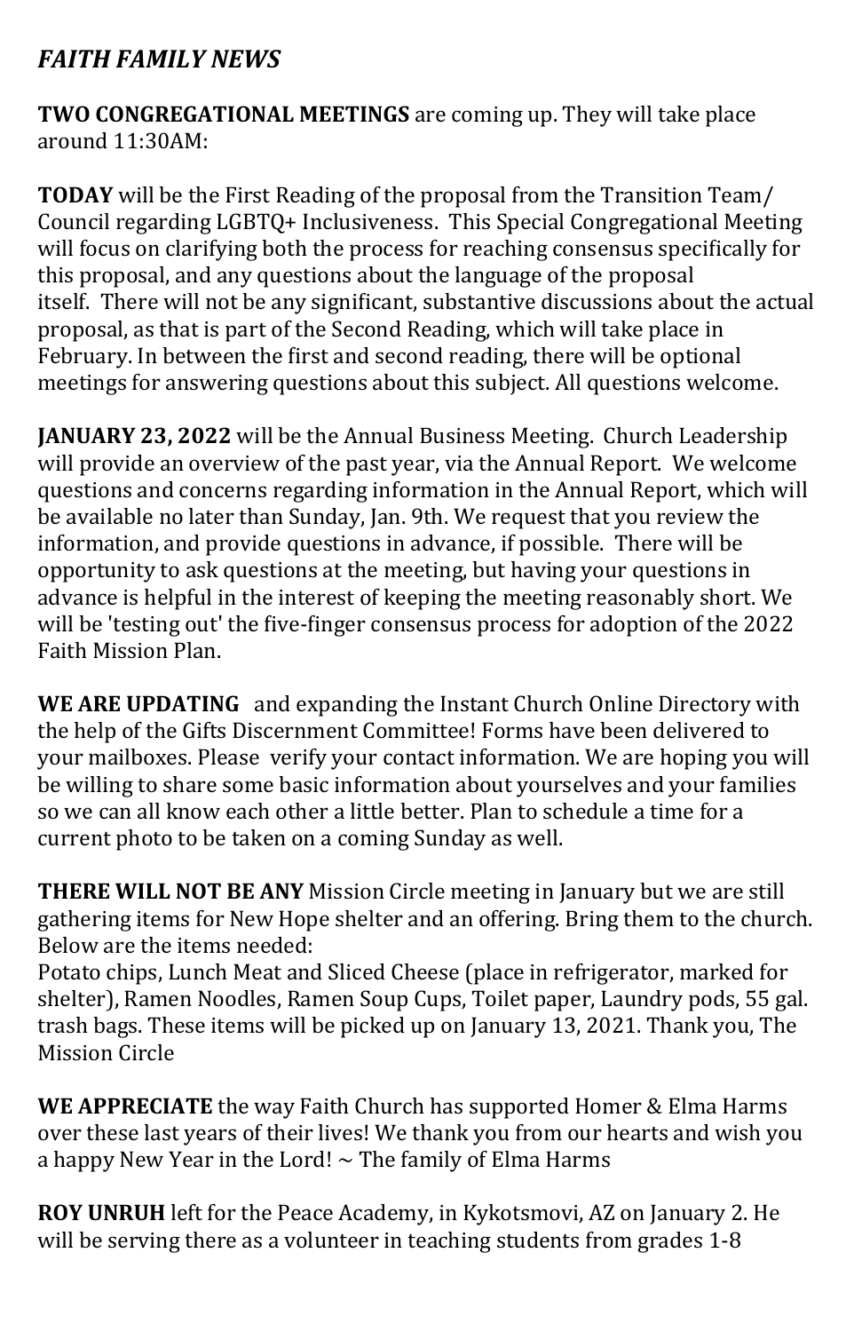## *FAITH FAMILY NEWS*

**TWO CONGREGATIONAL MEETINGS** are coming up. They will take place around 11:30AM:

**TODAY** will be the First Reading of the proposal from the Transition Team/ Council regarding LGBTQ+ Inclusiveness. This Special Congregational Meeting will focus on clarifying both the process for reaching consensus specifically for this proposal, and any questions about the language of the proposal itself. There will not be any significant, substantive discussions about the actual proposal, as that is part of the Second Reading, which will take place in February. In between the first and second reading, there will be optional meetings for answering questions about this subject. All questions welcome.

**JANUARY 23, 2022** will be the Annual Business Meeting. Church Leadership will provide an overview of the past year, via the Annual Report. We welcome questions and concerns regarding information in the Annual Report, which will be available no later than Sunday, Jan. 9th. We request that you review the information, and provide questions in advance, if possible. There will be opportunity to ask questions at the meeting, but having your questions in advance is helpful in the interest of keeping the meeting reasonably short. We will be 'testing out' the five-finger consensus process for adoption of the 2022 Faith Mission Plan.

**WE ARE UPDATING** and expanding the Instant Church Online Directory with the help of the Gifts Discernment Committee! Forms have been delivered to your mailboxes. Please verify your contact information. We are hoping you will be willing to share some basic information about yourselves and your families so we can all know each other a little better. Plan to schedule a time for a current photo to be taken on a coming Sunday as well.

**THERE WILL NOT BE ANY** Mission Circle meeting in January but we are still gathering items for New Hope shelter and an offering. Bring them to the church. Below are the items needed:
Potato chips, Lunch Meat and Sliced Cheese (place in refrigerator, marked for shelter), Ramen Noodles, Ramen Soup Cups, Toilet paper, Laundry pods, 55 gal. trash bags. These items will be picked up on January 13, 2021. Thank you, The Mission Circle

**WE APPRECIATE** the way Faith Church has supported Homer & Elma Harms over these last years of their lives! We thank you from our hearts and wish you a happy New Year in the Lord! ~ The family of Elma Harms

**ROY UNRUH** left for the Peace Academy, in Kykotsmovi, AZ on January 2. He will be serving there as a volunteer in teaching students from grades 1-8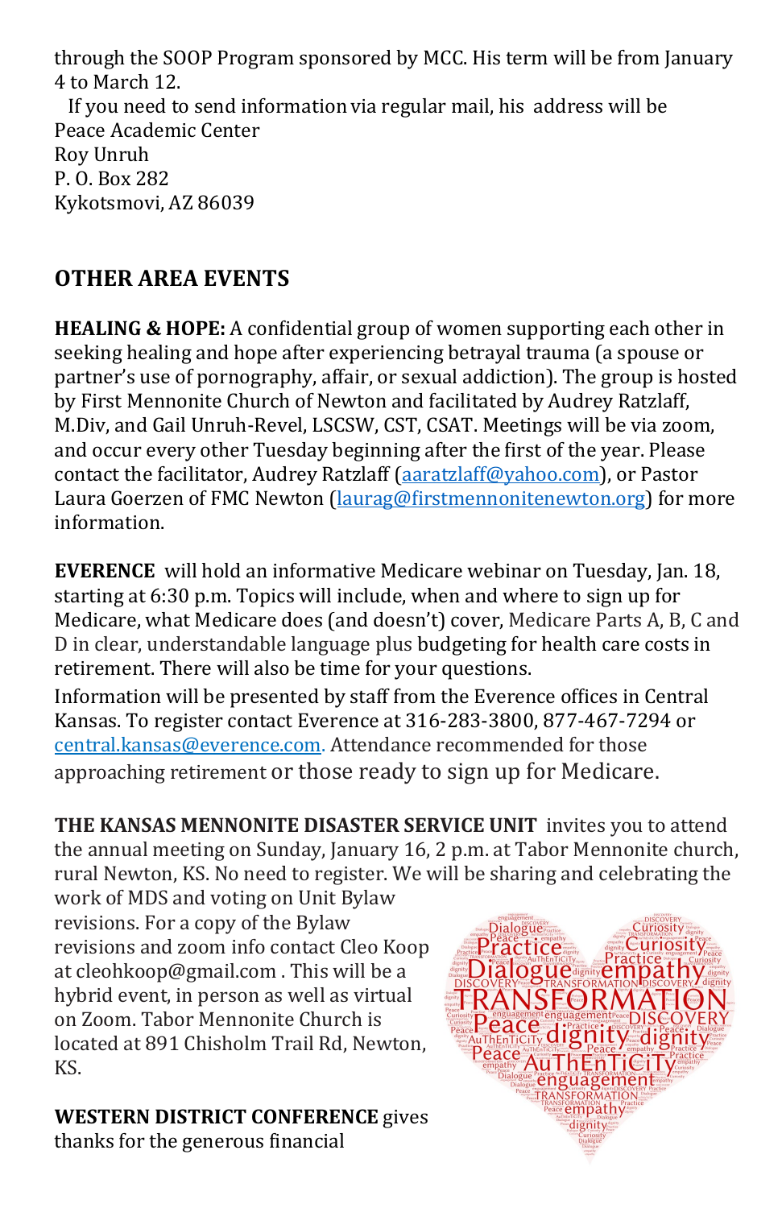through the SOOP Program sponsored by MCC. His term will be from January 4 to March 12.

If you need to send information via regular mail, his address will be
Peace Academic Center
Roy Unruh
P. O. Box 282
Kykotsmovi, AZ 86039

## OTHER AREA EVENTS

**HEALING & HOPE:** A confidential group of women supporting each other in seeking healing and hope after experiencing betrayal trauma (a spouse or partner's use of pornography, affair, or sexual addiction). The group is hosted by First Mennonite Church of Newton and facilitated by Audrey Ratzlaff, M.Div, and Gail Unruh-Revel, LSCSW, CST, CSAT. Meetings will be via zoom, and occur every other Tuesday beginning after the first of the year. Please contact the facilitator, Audrey Ratzlaff (aaratzlaff@yahoo.com), or Pastor Laura Goerzen of FMC Newton (laurag@firstmennonitenewton.org) for more information.

**EVERENCE** will hold an informative Medicare webinar on Tuesday, Jan. 18, starting at 6:30 p.m. Topics will include, when and where to sign up for Medicare, what Medicare does (and doesn't) cover, Medicare Parts A, B, C and D in clear, understandable language plus budgeting for health care costs in retirement. There will also be time for your questions.

Information will be presented by staff from the Everence offices in Central Kansas. To register contact Everence at 316-283-3800, 877-467-7294 or central.kansas@everence.com. Attendance recommended for those approaching retirement or those ready to sign up for Medicare.

**THE KANSAS MENNONITE DISASTER SERVICE UNIT** invites you to attend the annual meeting on Sunday, January 16, 2 p.m. at Tabor Mennonite church, rural Newton, KS. No need to register. We will be sharing and celebrating the work of MDS and voting on Unit Bylaw revisions. For a copy of the Bylaw revisions and zoom info contact Cleo Koop at cleohkoop@gmail.com . This will be a hybrid event, in person as well as virtual on Zoom. Tabor Mennonite Church is located at 891 Chisholm Trail Rd, Newton, KS.

**WESTERN DISTRICT CONFERENCE** gives thanks for the generous financial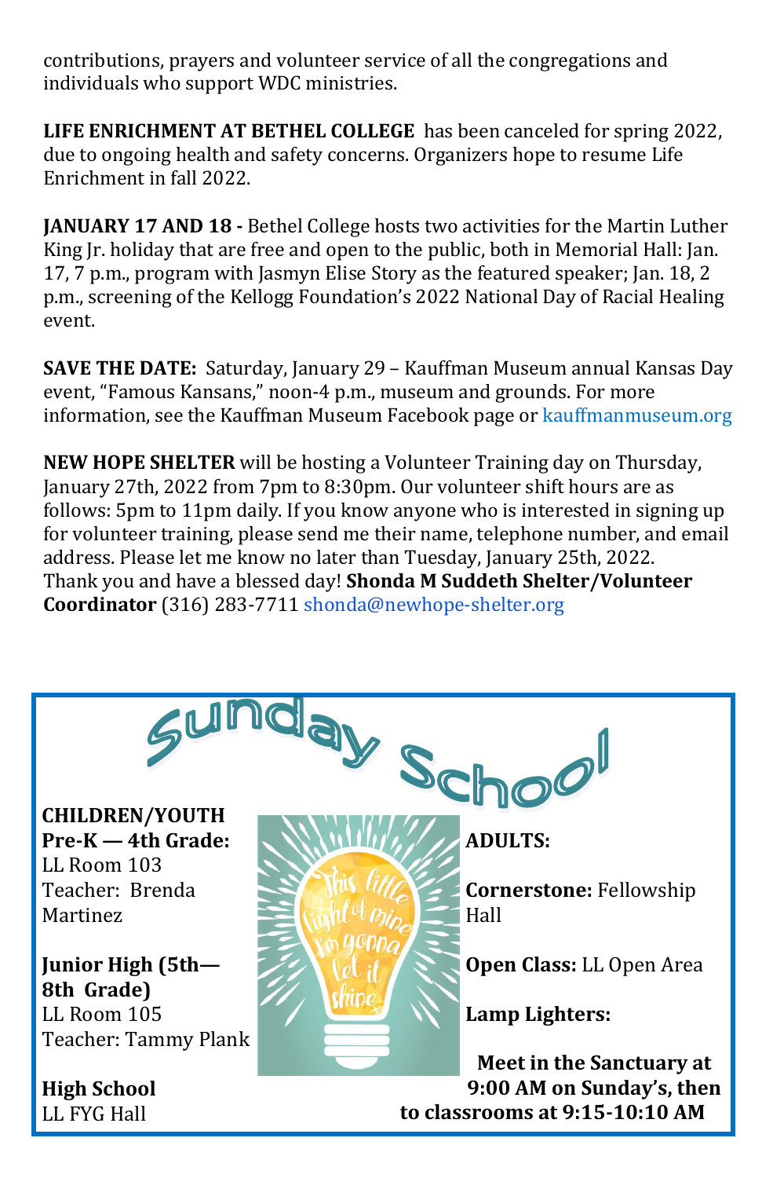contributions, prayers and volunteer service of all the congregations and individuals who support WDC ministries.

**LIFE ENRICHMENT AT BETHEL COLLEGE** has been canceled for spring 2022, due to ongoing health and safety concerns. Organizers hope to resume Life Enrichment in fall 2022.

**JANUARY 17 AND 18 -** Bethel College hosts two activities for the Martin Luther King Jr. holiday that are free and open to the public, both in Memorial Hall: Jan. 17, 7 p.m., program with Jasmyn Elise Story as the featured speaker; Jan. 18, 2 p.m., screening of the Kellogg Foundation's 2022 National Day of Racial Healing event.

**SAVE THE DATE:** Saturday, January 29 – Kauffman Museum annual Kansas Day event, "Famous Kansans," noon-4 p.m., museum and grounds. For more information, see the Kauffman Museum Facebook page or kauffmanmuseum.org

**NEW HOPE SHELTER** will be hosting a Volunteer Training day on Thursday, January 27th, 2022 from 7pm to 8:30pm. Our volunteer shift hours are as follows: 5pm to 11pm daily. If you know anyone who is interested in signing up for volunteer training, please send me their name, telephone number, and email address. Please let me know no later than Tuesday, January 25th, 2022. Thank you and have a blessed day! **Shonda M Suddeth Shelter/Volunteer Coordinator** (316) 283-7711 shonda@newhope-shelter.org

## Sunday School

**CHILDREN/YOUTH**

**Pre-K — 4th Grade:**
LL Room 103
Teacher: Brenda Martinez

**Junior High (5th—8th Grade)**
LL Room 105
Teacher: Tammy Plank

**High School**
LL FYG Hall

**ADULTS:**

**Cornerstone:** Fellowship Hall

**Open Class:** LL Open Area

**Lamp Lighters:**

**Meet in the Sanctuary at 9:00 AM on Sunday's, then to classrooms at 9:15-10:10 AM**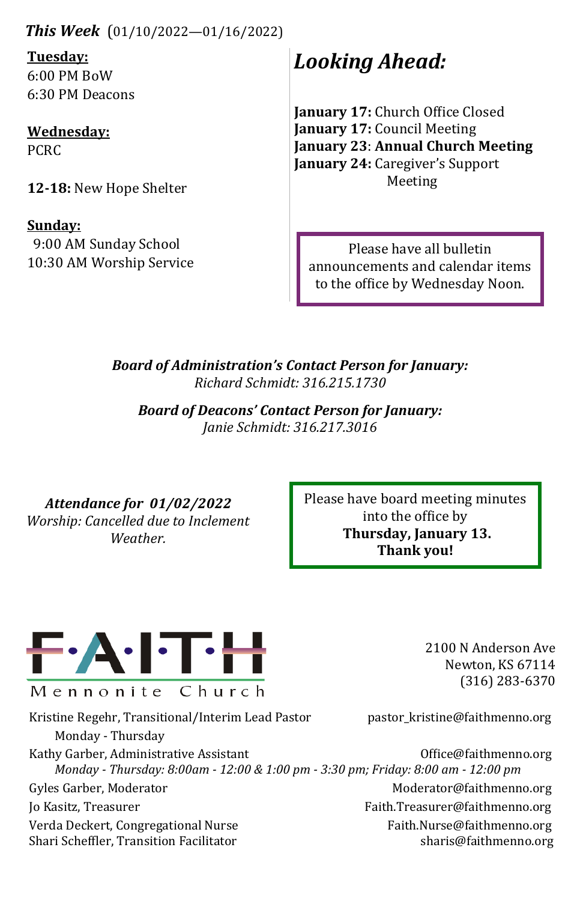***This Week*** (01/10/2022—01/16/2022)

**Tuesday:**
6:00 PM BoW
6:30 PM Deacons

**Wednesday:**
PCRC

**12-18:** New Hope Shelter

**Sunday:**
9:00 AM Sunday School
10:30 AM Worship Service

## *Looking Ahead:*

**January 17:** Church Office Closed
**January 17:** Council Meeting
**January 23**: **Annual Church Meeting**
**January 24:** Caregiver's Support Meeting

Please have all bulletin announcements and calendar items to the office by Wednesday Noon.

***Board of Administration's Contact Person for January:***
*Richard Schmidt: 316.215.1730*

***Board of Deacons' Contact Person for January:***
*Janie Schmidt: 316.217.3016*

***Attendance for 01/02/2022***
*Worship: Cancelled due to Inclement Weather.*

Please have board meeting minutes into the office by **Thursday, January 13. Thank you!**

FAITH Mennonite Church

2100 N Anderson Ave
Newton, KS 67114
(316) 283-6370

Kristine Regehr, Transitional/Interim Lead Pastor — pastor_kristine@faithmenno.org
Monday - Thursday
Kathy Garber, Administrative Assistant — Office@faithmenno.org
*Monday - Thursday: 8:00am - 12:00 & 1:00 pm - 3:30 pm; Friday: 8:00 am - 12:00 pm*
Gyles Garber, Moderator — Moderator@faithmenno.org
Jo Kasitz, Treasurer — Faith.Treasurer@faithmenno.org
Verda Deckert, Congregational Nurse — Faith.Nurse@faithmenno.org
Shari Scheffler, Transition Facilitator — sharis@faithmenno.org